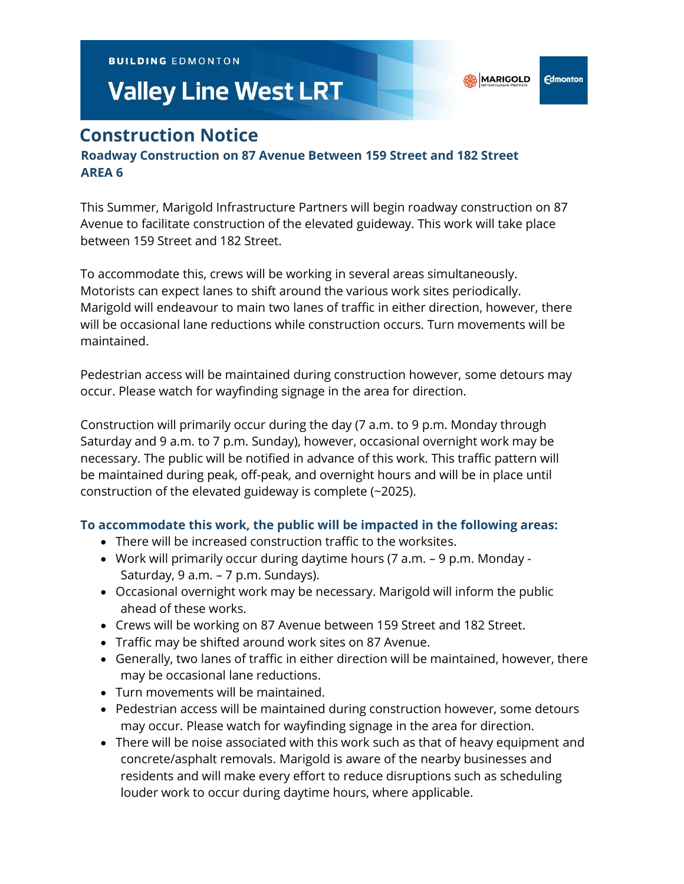BUILDING EDMONTON

# Valley Line West LRT

## Construction Notice

### Roadway Construction on 87 Avenue Between 159 Street and 182 Street
### AREA 6

This Summer, Marigold Infrastructure Partners will begin roadway construction on 87 Avenue to facilitate construction of the elevated guideway. This work will take place between 159 Street and 182 Street.

To accommodate this, crews will be working in several areas simultaneously. Motorists can expect lanes to shift around the various work sites periodically. Marigold will endeavour to main two lanes of traffic in either direction, however, there will be occasional lane reductions while construction occurs. Turn movements will be maintained.

Pedestrian access will be maintained during construction however, some detours may occur. Please watch for wayfinding signage in the area for direction.

Construction will primarily occur during the day (7 a.m. to 9 p.m. Monday through Saturday and 9 a.m. to 7 p.m. Sunday), however, occasional overnight work may be necessary. The public will be notified in advance of this work. This traffic pattern will be maintained during peak, off-peak, and overnight hours and will be in place until construction of the elevated guideway is complete (~2025).

**To accommodate this work, the public will be impacted in the following areas:**

- There will be increased construction traffic to the worksites.
- Work will primarily occur during daytime hours (7 a.m. – 9 p.m. Monday - Saturday, 9 a.m. – 7 p.m. Sundays).
- Occasional overnight work may be necessary. Marigold will inform the public ahead of these works.
- Crews will be working on 87 Avenue between 159 Street and 182 Street.
- Traffic may be shifted around work sites on 87 Avenue.
- Generally, two lanes of traffic in either direction will be maintained, however, there may be occasional lane reductions.
- Turn movements will be maintained.
- Pedestrian access will be maintained during construction however, some detours may occur. Please watch for wayfinding signage in the area for direction.
- There will be noise associated with this work such as that of heavy equipment and concrete/asphalt removals. Marigold is aware of the nearby businesses and residents and will make every effort to reduce disruptions such as scheduling louder work to occur during daytime hours, where applicable.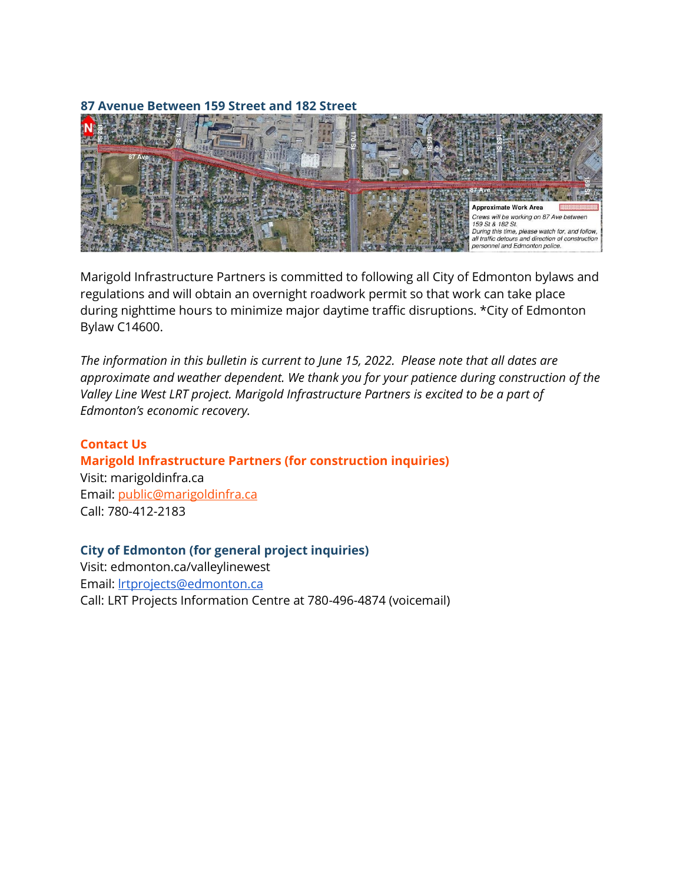### 87 Avenue Between 159 Street and 182 Street

N

182 St

178 St

170 St

165 St

163 St

159 St

87 Ave

87 Ave

Approximate Work Area

Crews will be working on 87 Ave between 159 St & 182 St.

During this time, please watch for, and follow, all traffic detours and direction of construction personnel and Edmonton police.

Marigold Infrastructure Partners is committed to following all City of Edmonton bylaws and regulations and will obtain an overnight roadwork permit so that work can take place during nighttime hours to minimize major daytime traffic disruptions. *City of Edmonton Bylaw C14600.

*The information in this bulletin is current to June 15, 2022. Please note that all dates are approximate and weather dependent. We thank you for your patience during construction of the Valley Line West LRT project. Marigold Infrastructure Partners is excited to be a part of Edmonton's economic recovery.*

**Contact Us**

**Marigold Infrastructure Partners (for construction inquiries)**

Visit: marigoldinfra.ca
Email: public@marigoldinfra.ca
Call: 780-412-2183

**City of Edmonton (for general project inquiries)**

Visit: edmonton.ca/valleylinewest
Email: lrtprojects@edmonton.ca
Call: LRT Projects Information Centre at 780-496-4874 (voicemail)